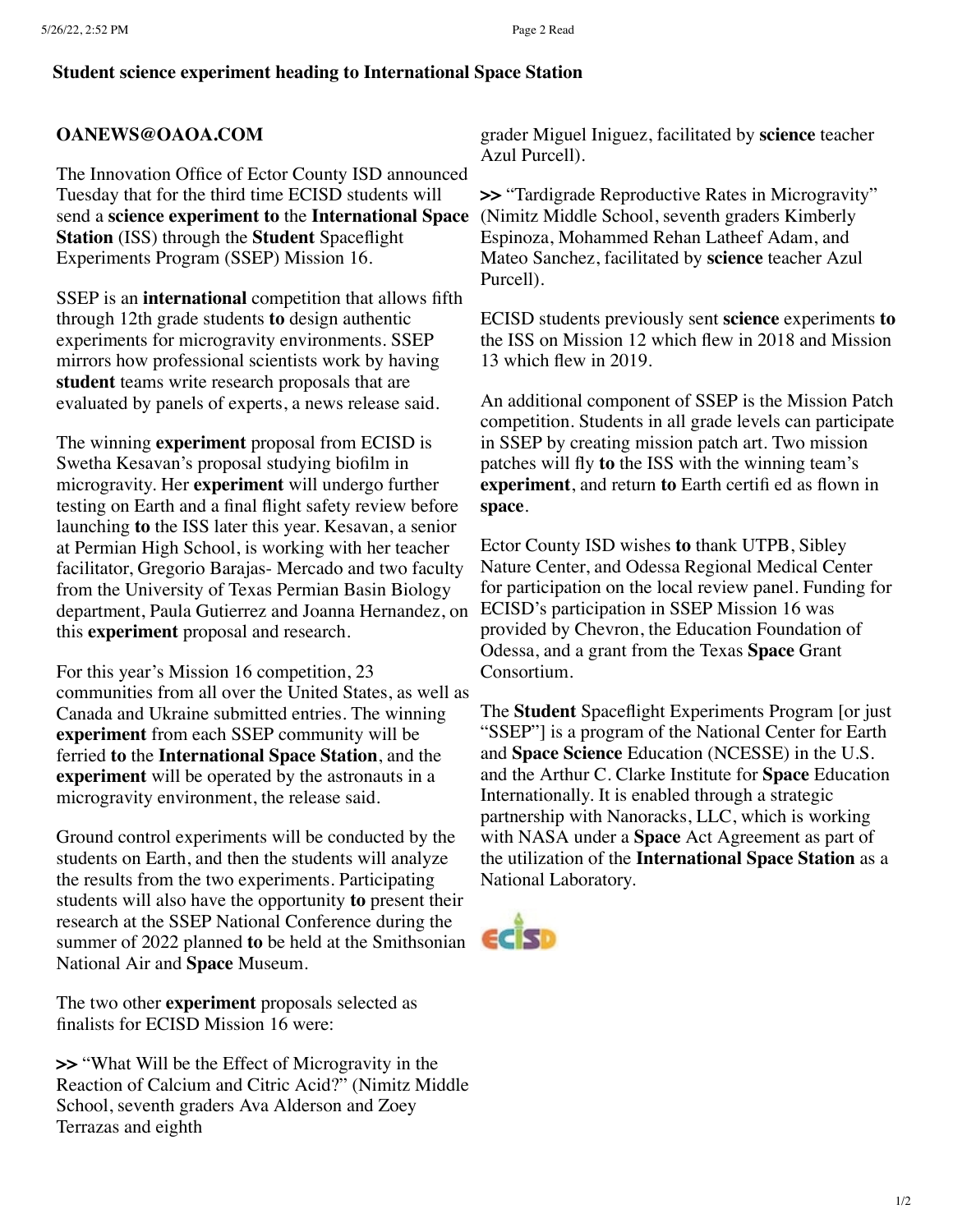# Student science experiment heading to International Space Station

**OANEWS@OAOA.COM**

The Innovation Office of Ector County ISD announced Tuesday that for the third time ECISD students will send a **science experiment to** the **International Space Station** (ISS) through the **Student** Spaceflight Experiments Program (SSEP) Mission 16.

SSEP is an **international** competition that allows fifth through 12th grade students **to** design authentic experiments for microgravity environments. SSEP mirrors how professional scientists work by having **student** teams write research proposals that are evaluated by panels of experts, a news release said.

The winning **experiment** proposal from ECISD is Swetha Kesavan's proposal studying biofilm in microgravity. Her **experiment** will undergo further testing on Earth and a final flight safety review before launching **to** the ISS later this year. Kesavan, a senior at Permian High School, is working with her teacher facilitator, Gregorio Barajas- Mercado and two faculty from the University of Texas Permian Basin Biology department, Paula Gutierrez and Joanna Hernandez, on this **experiment** proposal and research.

For this year's Mission 16 competition, 23 communities from all over the United States, as well as Canada and Ukraine submitted entries. The winning **experiment** from each SSEP community will be ferried **to** the **International Space Station**, and the **experiment** will be operated by the astronauts in a microgravity environment, the release said.

Ground control experiments will be conducted by the students on Earth, and then the students will analyze the results from the two experiments. Participating students will also have the opportunity **to** present their research at the SSEP National Conference during the summer of 2022 planned **to** be held at the Smithsonian National Air and **Space** Museum.

The two other **experiment** proposals selected as finalists for ECISD Mission 16 were:

**>>** "What Will be the Effect of Microgravity in the Reaction of Calcium and Citric Acid?" (Nimitz Middle School, seventh graders Ava Alderson and Zoey Terrazas and eighth grader Miguel Iniguez, facilitated by **science** teacher Azul Purcell).

**>>** "Tardigrade Reproductive Rates in Microgravity" (Nimitz Middle School, seventh graders Kimberly Espinoza, Mohammed Rehan Latheef Adam, and Mateo Sanchez, facilitated by **science** teacher Azul Purcell).

ECISD students previously sent **science** experiments **to** the ISS on Mission 12 which flew in 2018 and Mission 13 which flew in 2019.

An additional component of SSEP is the Mission Patch competition. Students in all grade levels can participate in SSEP by creating mission patch art. Two mission patches will fly **to** the ISS with the winning team's **experiment**, and return **to** Earth certifi ed as flown in **space**.

Ector County ISD wishes **to** thank UTPB, Sibley Nature Center, and Odessa Regional Medical Center for participation on the local review panel. Funding for ECISD's participation in SSEP Mission 16 was provided by Chevron, the Education Foundation of Odessa, and a grant from the Texas **Space** Grant Consortium.

The **Student** Spaceflight Experiments Program [or just "SSEP"] is a program of the National Center for Earth and **Space Science** Education (NCESSE) in the U.S. and the Arthur C. Clarke Institute for **Space** Education Internationally. It is enabled through a strategic partnership with Nanoracks, LLC, which is working with NASA under a **Space** Act Agreement as part of the utilization of the **International Space Station** as a National Laboratory.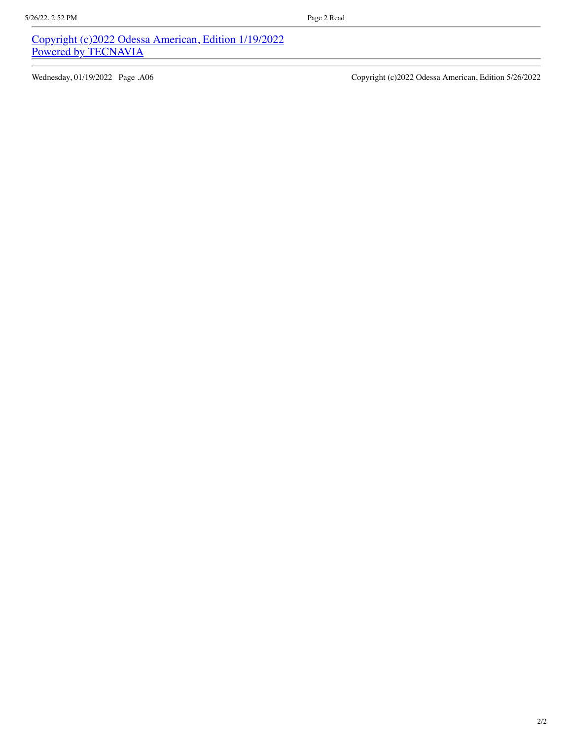[Copyright (c)2022 Odessa American, Edition 1/19/2022](#)
[Powered by TECNAVIA](#)

Wednesday, 01/19/2022 Page .A06 Copyright (c)2022 Odessa American, Edition 5/26/2022